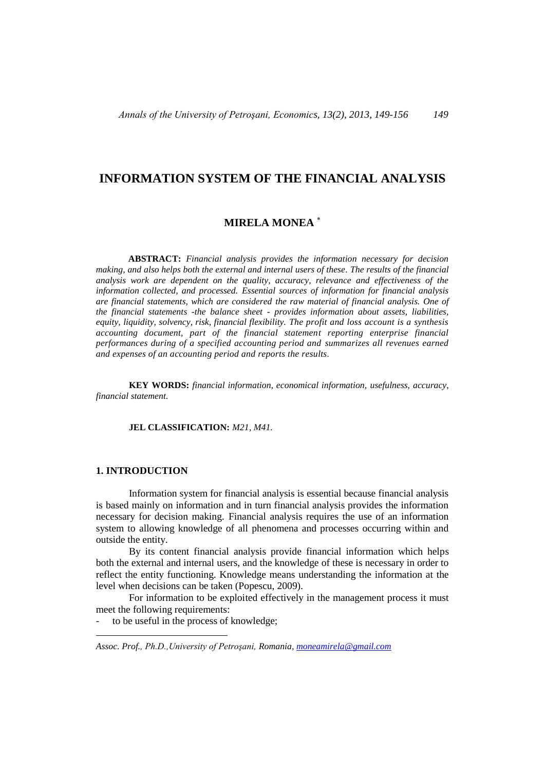# INFORMATION SYSTEM OF THE FINANCIAL ANALYSIS

## MIRELA MONEA *

**ABSTRACT:** *Financial analysis provides the information necessary for decision making, and also helps both the external and internal users of these. The results of the financial analysis work are dependent on the quality, accuracy, relevance and effectiveness of the information collected, and processed. Essential sources of information for financial analysis are financial statements, which are considered the raw material of financial analysis. One of the financial statements -the balance sheet - provides information about assets, liabilities, equity, liquidity, solvency, risk, financial flexibility. The profit and loss account is a synthesis accounting document, part of the financial statement reporting enterprise financial performances during of a specified accounting period and summarizes all revenues earned and expenses of an accounting period and reports the results.*

**KEY WORDS:** *financial information, economical information, usefulness, accuracy, financial statement.*

**JEL CLASSIFICATION:** *M21, M41.*

## 1. INTRODUCTION

Information system for financial analysis is essential because financial analysis is based mainly on information and in turn financial analysis provides the information necessary for decision making. Financial analysis requires the use of an information system to allowing knowledge of all phenomena and processes occurring within and outside the entity.

By its content financial analysis provide financial information which helps both the external and internal users, and the knowledge of these is necessary in order to reflect the entity functioning. Knowledge means understanding the information at the level when decisions can be taken (Popescu, 2009).

For information to be exploited effectively in the management process it must meet the following requirements:

- to be useful in the process of knowledge;

---

* *Assoc. Prof., Ph.D.,University of Petroşani, Romania, moneamirela@gmail.com*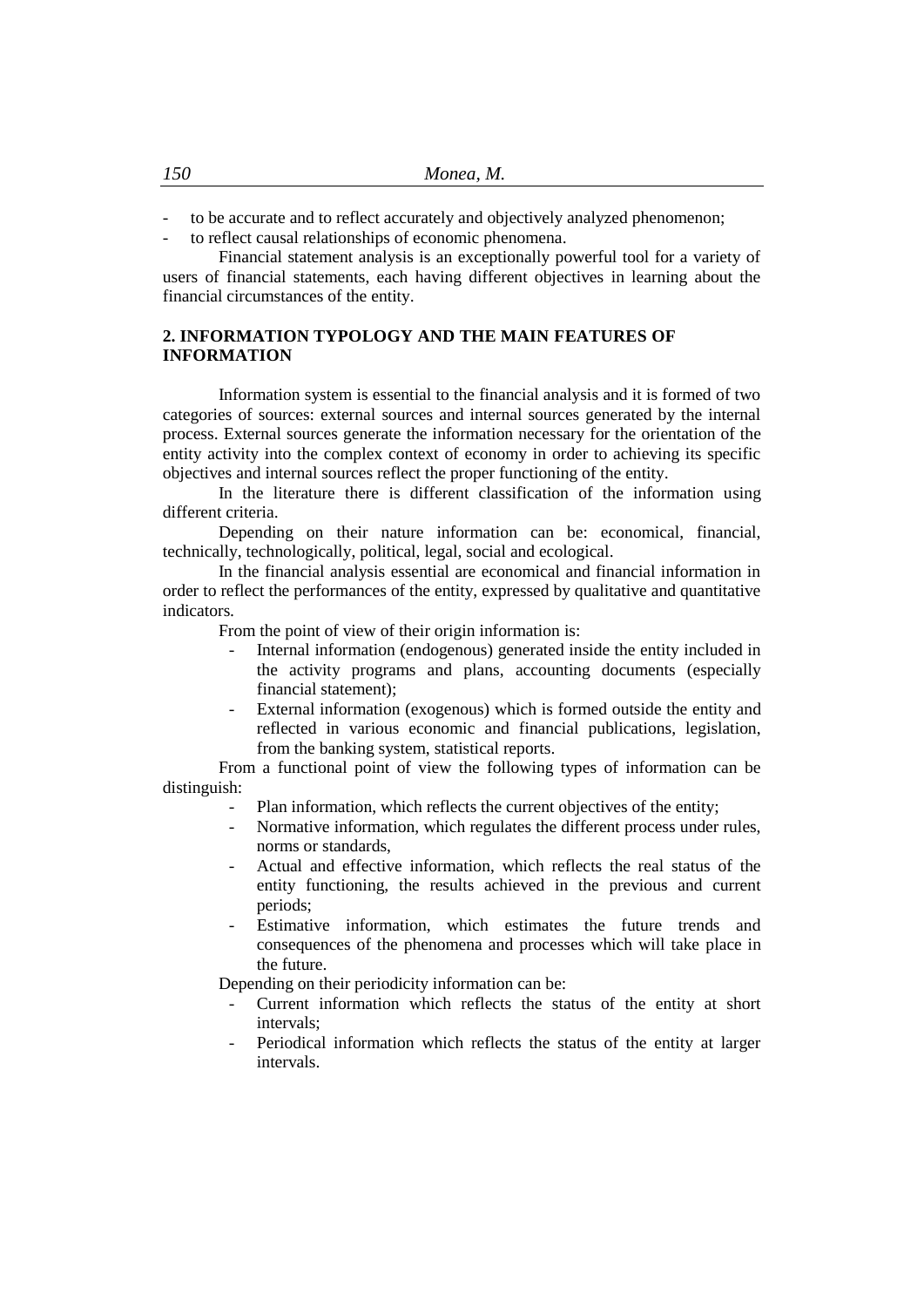- to be accurate and to reflect accurately and objectively analyzed phenomenon;
- to reflect causal relationships of economic phenomena.

Financial statement analysis is an exceptionally powerful tool for a variety of users of financial statements, each having different objectives in learning about the financial circumstances of the entity.

## 2. INFORMATION TYPOLOGY AND THE MAIN FEATURES OF INFORMATION

Information system is essential to the financial analysis and it is formed of two categories of sources: external sources and internal sources generated by the internal process. External sources generate the information necessary for the orientation of the entity activity into the complex context of economy in order to achieving its specific objectives and internal sources reflect the proper functioning of the entity.

In the literature there is different classification of the information using different criteria.

Depending on their nature information can be: economical, financial, technically, technologically, political, legal, social and ecological.

In the financial analysis essential are economical and financial information in order to reflect the performances of the entity, expressed by qualitative and quantitative indicators.

From the point of view of their origin information is:

- Internal information (endogenous) generated inside the entity included in the activity programs and plans, accounting documents (especially financial statement);
- External information (exogenous) which is formed outside the entity and reflected in various economic and financial publications, legislation, from the banking system, statistical reports.

From a functional point of view the following types of information can be distinguish:

- Plan information, which reflects the current objectives of the entity;
- Normative information, which regulates the different process under rules, norms or standards,
- Actual and effective information, which reflects the real status of the entity functioning, the results achieved in the previous and current periods;
- Estimative information, which estimates the future trends and consequences of the phenomena and processes which will take place in the future.

Depending on their periodicity information can be:

- Current information which reflects the status of the entity at short intervals;
- Periodical information which reflects the status of the entity at larger intervals.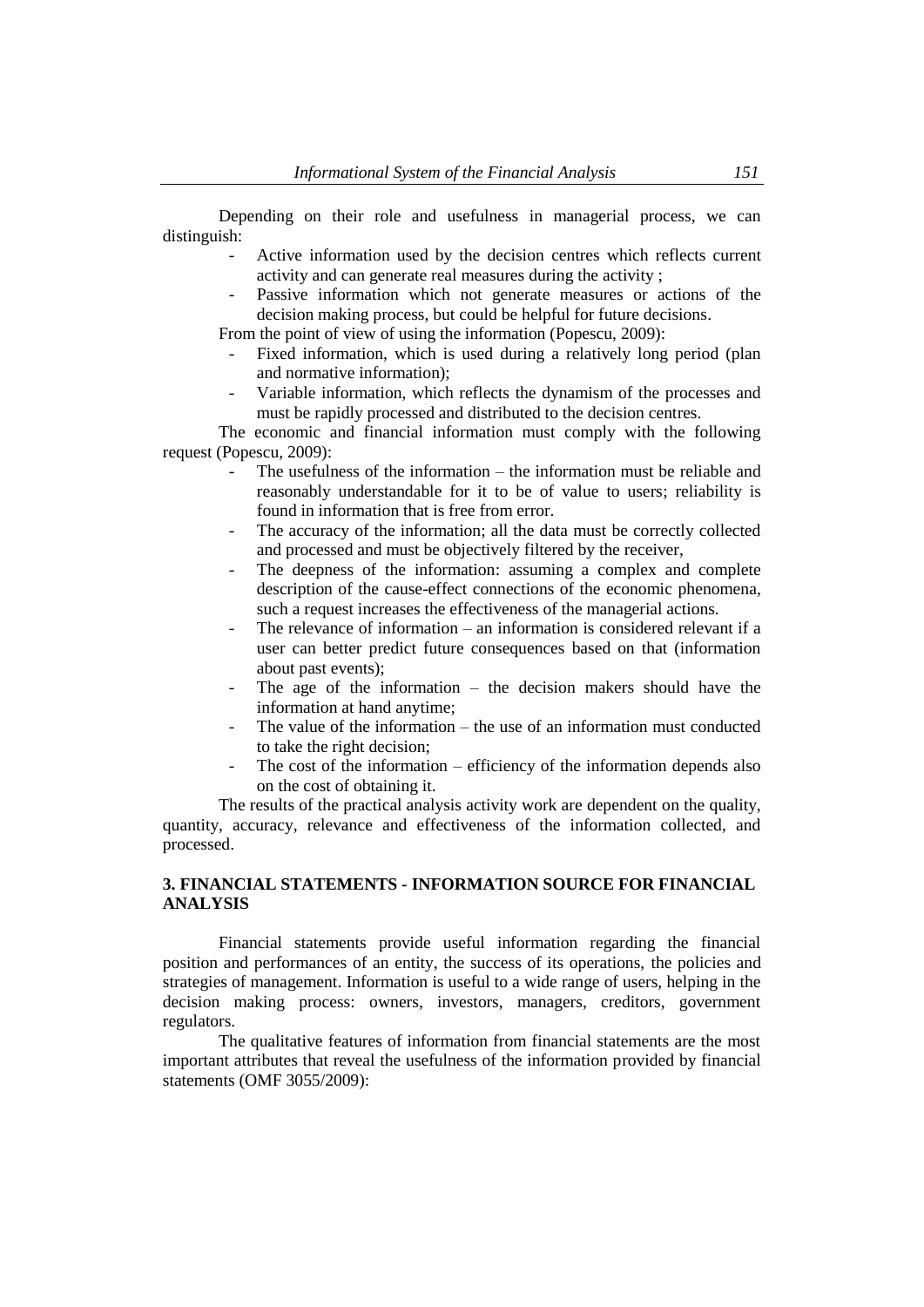Depending on their role and usefulness in managerial process, we can distinguish:

- Active information used by the decision centres which reflects current activity and can generate real measures during the activity ;
- Passive information which not generate measures or actions of the decision making process, but could be helpful for future decisions.

From the point of view of using the information (Popescu, 2009):

- Fixed information, which is used during a relatively long period (plan and normative information);
- Variable information, which reflects the dynamism of the processes and must be rapidly processed and distributed to the decision centres.

The economic and financial information must comply with the following request (Popescu, 2009):

- The usefulness of the information – the information must be reliable and reasonably understandable for it to be of value to users; reliability is found in information that is free from error.
- The accuracy of the information; all the data must be correctly collected and processed and must be objectively filtered by the receiver,
- The deepness of the information: assuming a complex and complete description of the cause-effect connections of the economic phenomena, such a request increases the effectiveness of the managerial actions.
- The relevance of information – an information is considered relevant if a user can better predict future consequences based on that (information about past events);
- The age of the information – the decision makers should have the information at hand anytime;
- The value of the information – the use of an information must conducted to take the right decision;
- The cost of the information – efficiency of the information depends also on the cost of obtaining it.

The results of the practical analysis activity work are dependent on the quality, quantity, accuracy, relevance and effectiveness of the information collected, and processed.

## 3. FINANCIAL STATEMENTS - INFORMATION SOURCE FOR FINANCIAL ANALYSIS

Financial statements provide useful information regarding the financial position and performances of an entity, the success of its operations, the policies and strategies of management. Information is useful to a wide range of users, helping in the decision making process: owners, investors, managers, creditors, government regulators.

The qualitative features of information from financial statements are the most important attributes that reveal the usefulness of the information provided by financial statements (OMF 3055/2009):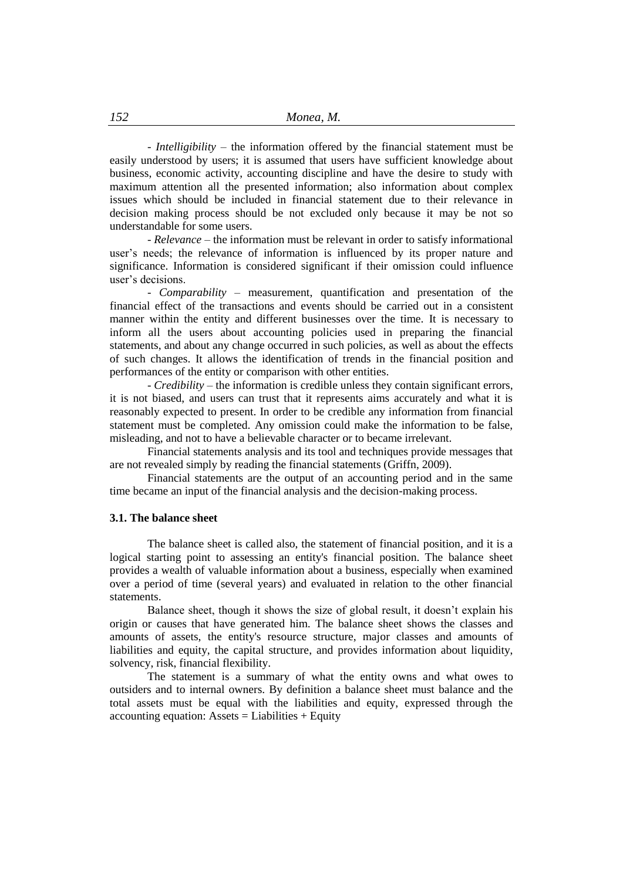- *Intelligibility* – the information offered by the financial statement must be easily understood by users; it is assumed that users have sufficient knowledge about business, economic activity, accounting discipline and have the desire to study with maximum attention all the presented information; also information about complex issues which should be included in financial statement due to their relevance in decision making process should be not excluded only because it may be not so understandable for some users.

- *Relevance* – the information must be relevant in order to satisfy informational user's needs; the relevance of information is influenced by its proper nature and significance. Information is considered significant if their omission could influence user's decisions.

- *Comparability* – measurement, quantification and presentation of the financial effect of the transactions and events should be carried out in a consistent manner within the entity and different businesses over the time. It is necessary to inform all the users about accounting policies used in preparing the financial statements, and about any change occurred in such policies, as well as about the effects of such changes. It allows the identification of trends in the financial position and performances of the entity or comparison with other entities.

- *Credibility* – the information is credible unless they contain significant errors, it is not biased, and users can trust that it represents aims accurately and what it is reasonably expected to present. In order to be credible any information from financial statement must be completed. Any omission could make the information to be false, misleading, and not to have a believable character or to became irrelevant.

Financial statements analysis and its tool and techniques provide messages that are not revealed simply by reading the financial statements (Griffn, 2009).

Financial statements are the output of an accounting period and in the same time became an input of the financial analysis and the decision-making process.

### 3.1. The balance sheet

The balance sheet is called also, the statement of financial position, and it is a logical starting point to assessing an entity's financial position. The balance sheet provides a wealth of valuable information about a business, especially when examined over a period of time (several years) and evaluated in relation to the other financial statements.

Balance sheet, though it shows the size of global result, it doesn't explain his origin or causes that have generated him. The balance sheet shows the classes and amounts of assets, the entity's resource structure, major classes and amounts of liabilities and equity, the capital structure, and provides information about liquidity, solvency, risk, financial flexibility.

The statement is a summary of what the entity owns and what owes to outsiders and to internal owners. By definition a balance sheet must balance and the total assets must be equal with the liabilities and equity, expressed through the accounting equation: Assets = Liabilities + Equity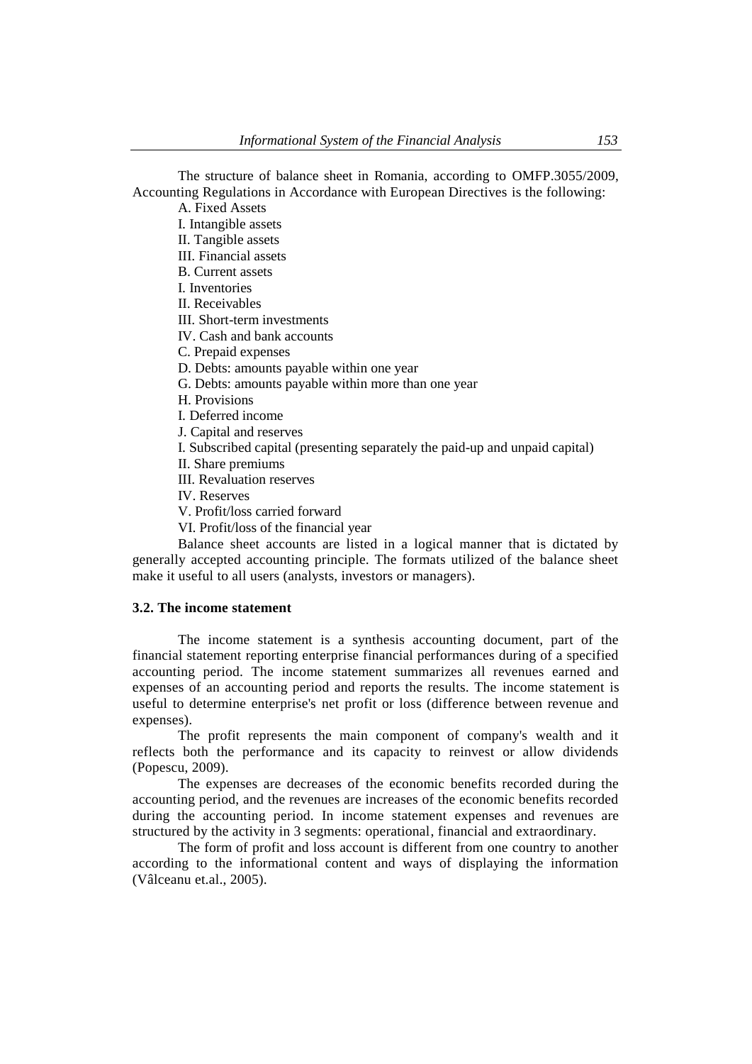The structure of balance sheet in Romania, according to OMFP.3055/2009, Accounting Regulations in Accordance with European Directives is the following:

A. Fixed Assets
I. Intangible assets
II. Tangible assets
III. Financial assets
B. Current assets
I. Inventories
II. Receivables
III. Short-term investments
IV. Cash and bank accounts
C. Prepaid expenses
D. Debts: amounts payable within one year
G. Debts: amounts payable within more than one year
H. Provisions
I. Deferred income
J. Capital and reserves
I. Subscribed capital (presenting separately the paid-up and unpaid capital)
II. Share premiums
III. Revaluation reserves
IV. Reserves
V. Profit/loss carried forward
VI. Profit/loss of the financial year

Balance sheet accounts are listed in a logical manner that is dictated by generally accepted accounting principle. The formats utilized of the balance sheet make it useful to all users (analysts, investors or managers).

### 3.2. The income statement

The income statement is a synthesis accounting document, part of the financial statement reporting enterprise financial performances during of a specified accounting period. The income statement summarizes all revenues earned and expenses of an accounting period and reports the results. The income statement is useful to determine enterprise's net profit or loss (difference between revenue and expenses).

The profit represents the main component of company's wealth and it reflects both the performance and its capacity to reinvest or allow dividends (Popescu, 2009).

The expenses are decreases of the economic benefits recorded during the accounting period, and the revenues are increases of the economic benefits recorded during the accounting period. In income statement expenses and revenues are structured by the activity in 3 segments: operational, financial and extraordinary.

The form of profit and loss account is different from one country to another according to the informational content and ways of displaying the information (Vâlceanu et.al., 2005).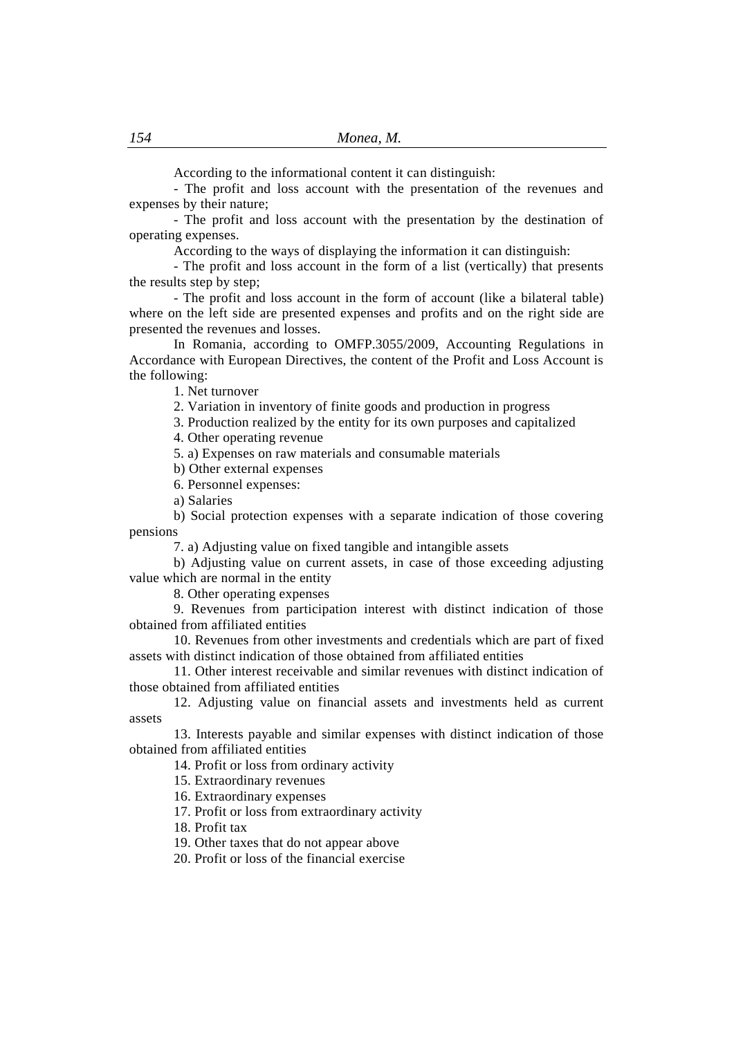According to the informational content it can distinguish:

- The profit and loss account with the presentation of the revenues and expenses by their nature;
- The profit and loss account with the presentation by the destination of operating expenses.

According to the ways of displaying the information it can distinguish:

- The profit and loss account in the form of a list (vertically) that presents the results step by step;
- The profit and loss account in the form of account (like a bilateral table) where on the left side are presented expenses and profits and on the right side are presented the revenues and losses.

In Romania, according to OMFP.3055/2009, Accounting Regulations in Accordance with European Directives, the content of the Profit and Loss Account is the following:

1. Net turnover
2. Variation in inventory of finite goods and production in progress
3. Production realized by the entity for its own purposes and capitalized
4. Other operating revenue
5. a) Expenses on raw materials and consumable materials

b) Other external expenses

6. Personnel expenses:

a) Salaries

b) Social protection expenses with a separate indication of those covering pensions

7. a) Adjusting value on fixed tangible and intangible assets

b) Adjusting value on current assets, in case of those exceeding adjusting value which are normal in the entity

8. Other operating expenses
9. Revenues from participation interest with distinct indication of those obtained from affiliated entities
10. Revenues from other investments and credentials which are part of fixed assets with distinct indication of those obtained from affiliated entities
11. Other interest receivable and similar revenues with distinct indication of those obtained from affiliated entities
12. Adjusting value on financial assets and investments held as current assets
13. Interests payable and similar expenses with distinct indication of those obtained from affiliated entities
14. Profit or loss from ordinary activity
15. Extraordinary revenues
16. Extraordinary expenses
17. Profit or loss from extraordinary activity
18. Profit tax
19. Other taxes that do not appear above
20. Profit or loss of the financial exercise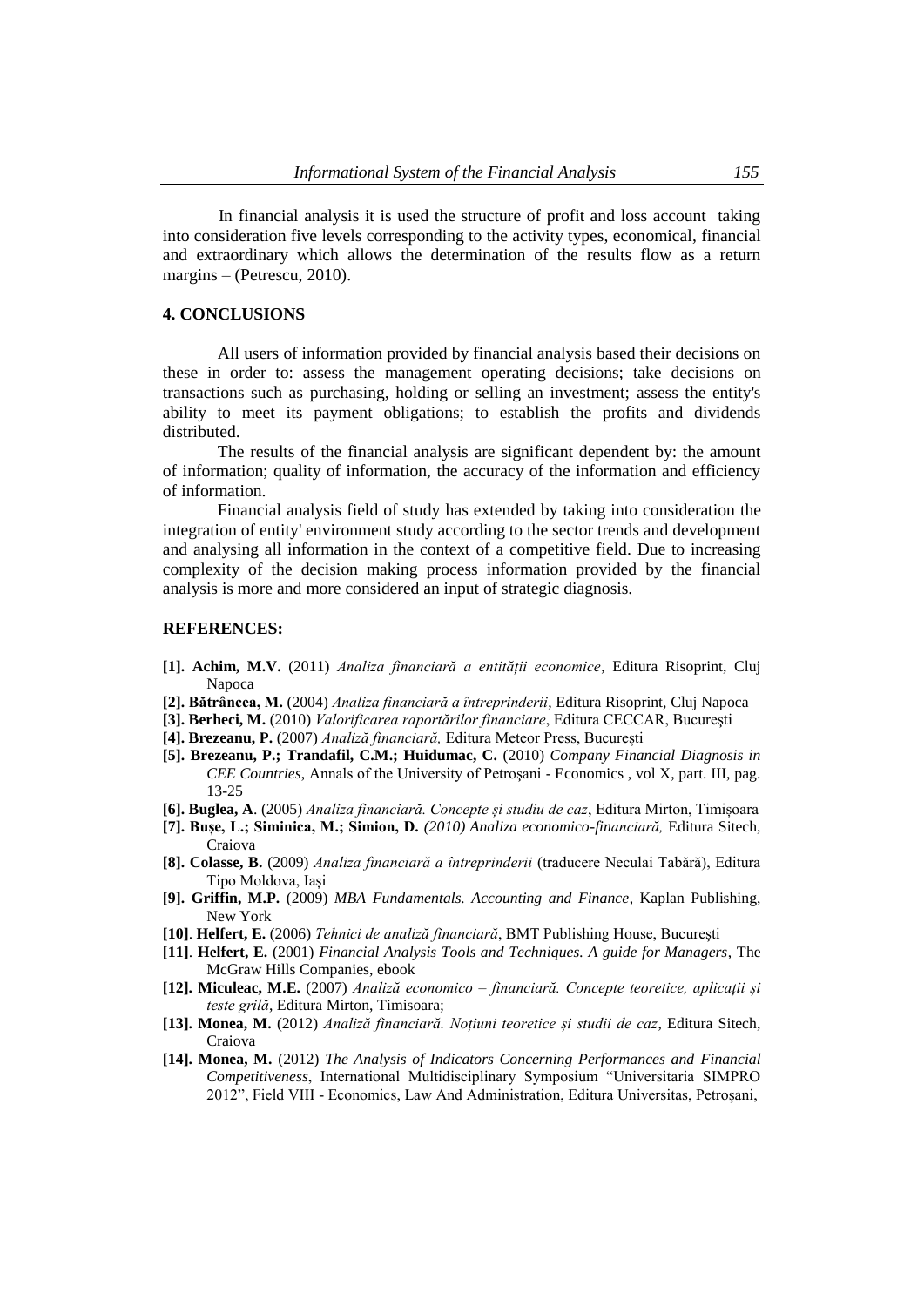In financial analysis it is used the structure of profit and loss account taking into consideration five levels corresponding to the activity types, economical, financial and extraordinary which allows the determination of the results flow as a return margins – (Petrescu, 2010).

## 4. CONCLUSIONS

All users of information provided by financial analysis based their decisions on these in order to: assess the management operating decisions; take decisions on transactions such as purchasing, holding or selling an investment; assess the entity's ability to meet its payment obligations; to establish the profits and dividends distributed.

The results of the financial analysis are significant dependent by: the amount of information; quality of information, the accuracy of the information and efficiency of information.

Financial analysis field of study has extended by taking into consideration the integration of entity' environment study according to the sector trends and development and analysing all information in the context of a competitive field. Due to increasing complexity of the decision making process information provided by the financial analysis is more and more considered an input of strategic diagnosis.

## REFERENCES:

**[1]. Achim, M.V.** (2011) *Analiza financiară a entității economice*, Editura Risoprint, Cluj Napoca

**[2]. Bătrâncea, M.** (2004) *Analiza financiară a întreprinderii*, Editura Risoprint, Cluj Napoca

**[3]. Berheci, M.** (2010) *Valorificarea raportărilor financiare*, Editura CECCAR, București

**[4]. Brezeanu, P.** (2007) *Analiză financiară,* Editura Meteor Press, București

**[5]. Brezeanu, P.; Trandafil, C.M.; Huidumac, C.** (2010) *Company Financial Diagnosis in CEE Countries*, Annals of the University of Petroșani - Economics , vol X, part. III, pag. 13-25

**[6]. Buglea, A**. (2005) *Analiza financiară. Concepte și studiu de caz*, Editura Mirton, Timișoara

**[7]. Bușe, L.; Siminica, M.; Simion, D.** *(2010) Analiza economico-financiară,* Editura Sitech, Craiova

**[8]. Colasse, B.** (2009) *Analiza financiară a întreprinderii* (traducere Neculai Tabără), Editura Tipo Moldova, Iași

**[9]. Griffin, M.P.** (2009) *MBA Fundamentals. Accounting and Finance*, Kaplan Publishing, New York

**[10]**. **Helfert, E.** (2006) *Tehnici de analiză financiară*, BMT Publishing House, București

**[11]**. **Helfert, E.** (2001) *Financial Analysis Tools and Techniques. A guide for Managers*, The McGraw Hills Companies, ebook

**[12]. Miculeac, M.E.** (2007) *Analiză economico – financiară. Concepte teoretice, aplicații și teste grilă*, Editura Mirton, Timisoara;

**[13]. Monea, M.** (2012) *Analiză financiară. Noțiuni teoretice și studii de caz*, Editura Sitech, Craiova

**[14]. Monea, M.** (2012) *The Analysis of Indicators Concerning Performances and Financial Competitiveness*, International Multidisciplinary Symposium "Universitaria SIMPRO 2012", Field VIII - Economics, Law And Administration, Editura Universitas, Petroșani,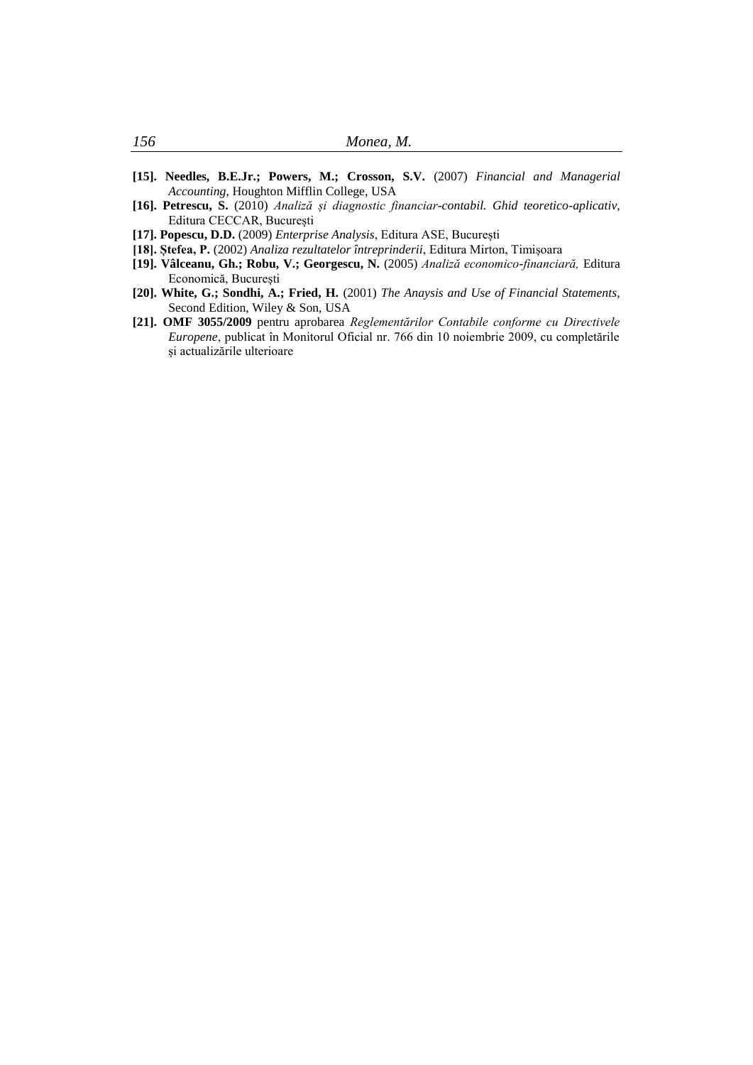**[15]. Needles, B.E.Jr.; Powers, M.; Crosson, S.V.** (2007) *Financial and Managerial Accounting*, Houghton Mifflin College, USA

**[16]. Petrescu, S.** (2010) *Analiză și diagnostic financiar-contabil. Ghid teoretico-aplicativ,* Editura CECCAR, București

**[17]. Popescu, D.D.** (2009) *Enterprise Analysis*, Editura ASE, București

**[18]. Ștefea, P.** (2002) *Analiza rezultatelor întreprinderii*, Editura Mirton, Timișoara

**[19]. Vâlceanu, Gh.; Robu, V.; Georgescu, N.** (2005) *Analiză economico-financiară,* Editura Economică, București

**[20]. White, G.; Sondhi, A.; Fried, H.** (2001) *The Anaysis and Use of Financial Statements*, Second Edition, Wiley & Son, USA

**[21]. OMF 3055/2009** pentru aprobarea *Reglementărilor Contabile conforme cu Directivele Europene*, publicat în Monitorul Oficial nr. 766 din 10 noiembrie 2009, cu completările și actualizările ulterioare